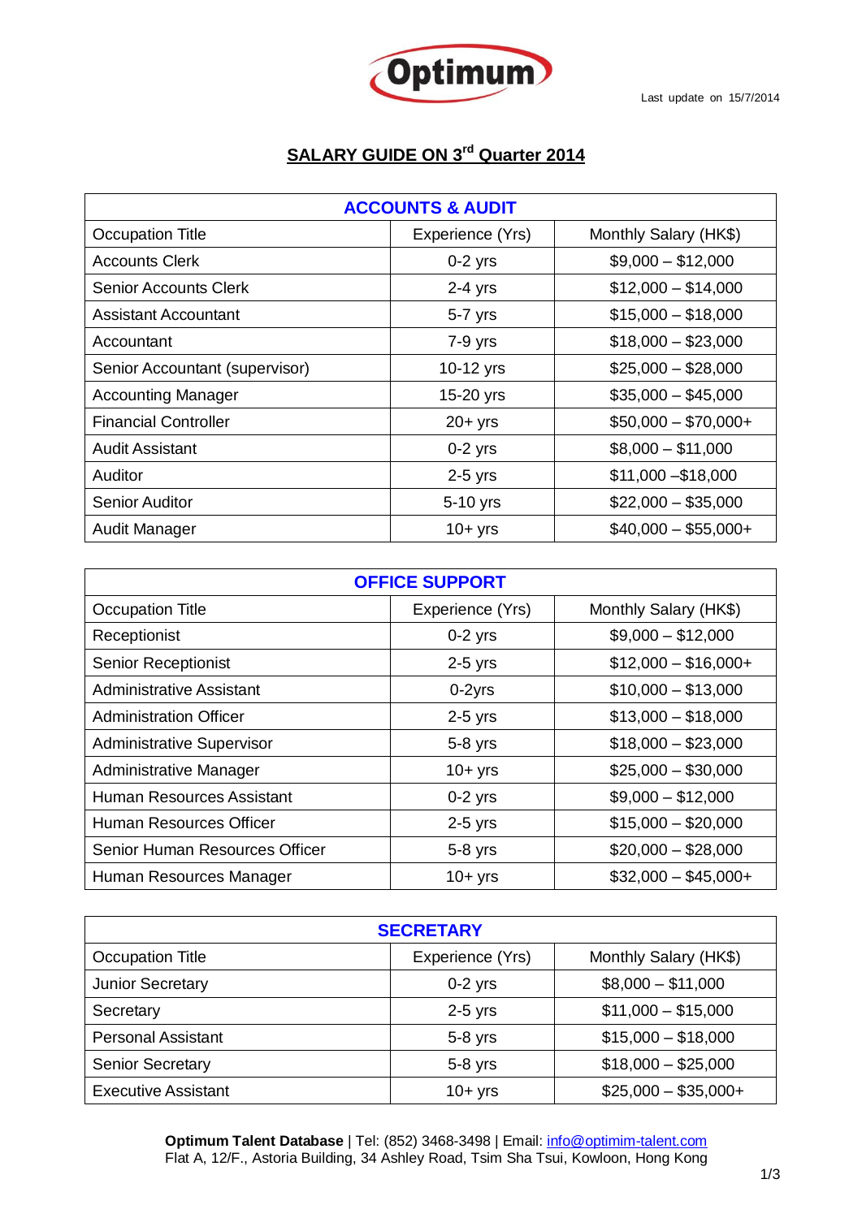Optimum

Last update on 15/7/2014

# SALARY GUIDE ON 3rd Quarter 2014

| ACCOUNTS & AUDIT | | |
|---|---|---|
| Occupation Title | Experience (Yrs) | Monthly Salary (HK$) |
| Accounts Clerk | 0-2 yrs | $9,000 – $12,000 |
| Senior Accounts Clerk | 2-4 yrs | $12,000 – $14,000 |
| Assistant Accountant | 5-7 yrs | $15,000 – $18,000 |
| Accountant | 7-9 yrs | $18,000 – $23,000 |
| Senior Accountant (supervisor) | 10-12 yrs | $25,000 – $28,000 |
| Accounting Manager | 15-20 yrs | $35,000 – $45,000 |
| Financial Controller | 20+ yrs | $50,000 – $70,000+ |
| Audit Assistant | 0-2 yrs | $8,000 – $11,000 |
| Auditor | 2-5 yrs | $11,000 –$18,000 |
| Senior Auditor | 5-10 yrs | $22,000 – $35,000 |
| Audit Manager | 10+ yrs | $40,000 – $55,000+ |

| OFFICE SUPPORT | | |
|---|---|---|
| Occupation Title | Experience (Yrs) | Monthly Salary (HK$) |
| Receptionist | 0-2 yrs | $9,000 – $12,000 |
| Senior Receptionist | 2-5 yrs | $12,000 – $16,000+ |
| Administrative Assistant | 0-2yrs | $10,000 – $13,000 |
| Administration Officer | 2-5 yrs | $13,000 – $18,000 |
| Administrative Supervisor | 5-8 yrs | $18,000 – $23,000 |
| Administrative Manager | 10+ yrs | $25,000 – $30,000 |
| Human Resources Assistant | 0-2 yrs | $9,000 – $12,000 |
| Human Resources Officer | 2-5 yrs | $15,000 – $20,000 |
| Senior Human Resources Officer | 5-8 yrs | $20,000 – $28,000 |
| Human Resources Manager | 10+ yrs | $32,000 – $45,000+ |

| SECRETARY | | |
|---|---|---|
| Occupation Title | Experience (Yrs) | Monthly Salary (HK$) |
| Junior Secretary | 0-2 yrs | $8,000 – $11,000 |
| Secretary | 2-5 yrs | $11,000 – $15,000 |
| Personal Assistant | 5-8 yrs | $15,000 – $18,000 |
| Senior Secretary | 5-8 yrs | $18,000 – $25,000 |
| Executive Assistant | 10+ yrs | $25,000 – $35,000+ |

**Optimum Talent Database** | Tel: (852) 3468-3498 | Email: info@optimim-talent.com
Flat A, 12/F., Astoria Building, 34 Ashley Road, Tsim Sha Tsui, Kowloon, Hong Kong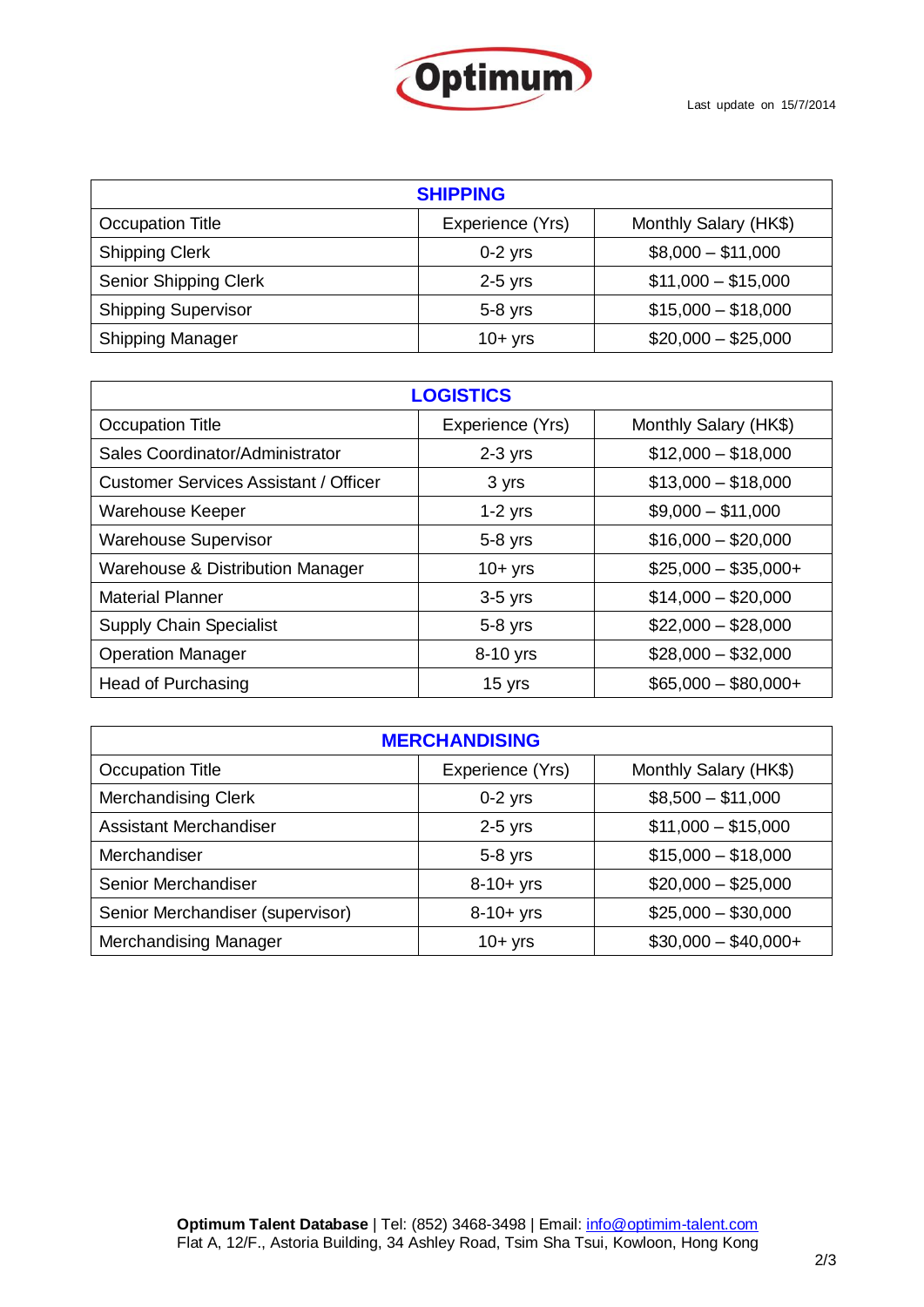Optimum

Last update on 15/7/2014

| SHIPPING | | |
|---|---|---|
| Occupation Title | Experience (Yrs) | Monthly Salary (HK$) |
| Shipping Clerk | 0-2 yrs | $8,000 – $11,000 |
| Senior Shipping Clerk | 2-5 yrs | $11,000 – $15,000 |
| Shipping Supervisor | 5-8 yrs | $15,000 – $18,000 |
| Shipping Manager | 10+ yrs | $20,000 – $25,000 |

| LOGISTICS | | |
|---|---|---|
| Occupation Title | Experience (Yrs) | Monthly Salary (HK$) |
| Sales Coordinator/Administrator | 2-3 yrs | $12,000 – $18,000 |
| Customer Services Assistant / Officer | 3 yrs | $13,000 – $18,000 |
| Warehouse Keeper | 1-2 yrs | $9,000 – $11,000 |
| Warehouse Supervisor | 5-8 yrs | $16,000 – $20,000 |
| Warehouse & Distribution Manager | 10+ yrs | $25,000 – $35,000+ |
| Material Planner | 3-5 yrs | $14,000 – $20,000 |
| Supply Chain Specialist | 5-8 yrs | $22,000 – $28,000 |
| Operation Manager | 8-10 yrs | $28,000 – $32,000 |
| Head of Purchasing | 15 yrs | $65,000 – $80,000+ |

| MERCHANDISING | | |
|---|---|---|
| Occupation Title | Experience (Yrs) | Monthly Salary (HK$) |
| Merchandising Clerk | 0-2 yrs | $8,500 – $11,000 |
| Assistant Merchandiser | 2-5 yrs | $11,000 – $15,000 |
| Merchandiser | 5-8 yrs | $15,000 – $18,000 |
| Senior Merchandiser | 8-10+ yrs | $20,000 – $25,000 |
| Senior Merchandiser (supervisor) | 8-10+ yrs | $25,000 – $30,000 |
| Merchandising Manager | 10+ yrs | $30,000 – $40,000+ |

**Optimum Talent Database** | Tel: (852) 3468-3498 | Email: info@optimim-talent.com
Flat A, 12/F., Astoria Building, 34 Ashley Road, Tsim Sha Tsui, Kowloon, Hong Kong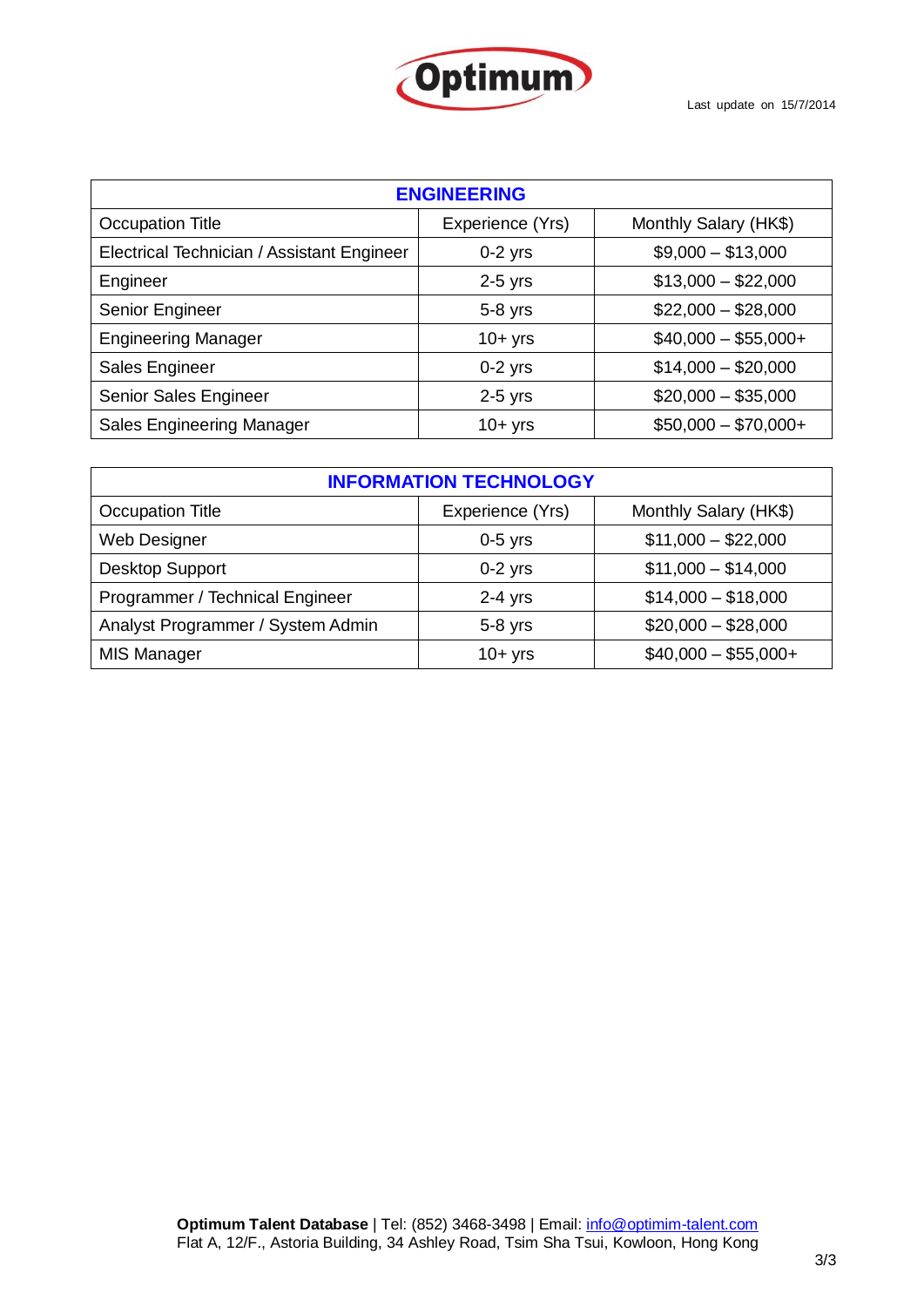Optimum

Last update on 15/7/2014

| ENGINEERING | | |
|---|---|---|
| Occupation Title | Experience (Yrs) | Monthly Salary (HK$) |
| Electrical Technician / Assistant Engineer | 0-2 yrs | $9,000 – $13,000 |
| Engineer | 2-5 yrs | $13,000 – $22,000 |
| Senior Engineer | 5-8 yrs | $22,000 – $28,000 |
| Engineering Manager | 10+ yrs | $40,000 – $55,000+ |
| Sales Engineer | 0-2 yrs | $14,000 – $20,000 |
| Senior Sales Engineer | 2-5 yrs | $20,000 – $35,000 |
| Sales Engineering Manager | 10+ yrs | $50,000 – $70,000+ |

| INFORMATION TECHNOLOGY | | |
|---|---|---|
| Occupation Title | Experience (Yrs) | Monthly Salary (HK$) |
| Web Designer | 0-5 yrs | $11,000 – $22,000 |
| Desktop Support | 0-2 yrs | $11,000 – $14,000 |
| Programmer / Technical Engineer | 2-4 yrs | $14,000 – $18,000 |
| Analyst Programmer / System Admin | 5-8 yrs | $20,000 – $28,000 |
| MIS Manager | 10+ yrs | $40,000 – $55,000+ |

**Optimum Talent Database** | Tel: (852) 3468-3498 | Email: info@optimim-talent.com
Flat A, 12/F., Astoria Building, 34 Ashley Road, Tsim Sha Tsui, Kowloon, Hong Kong